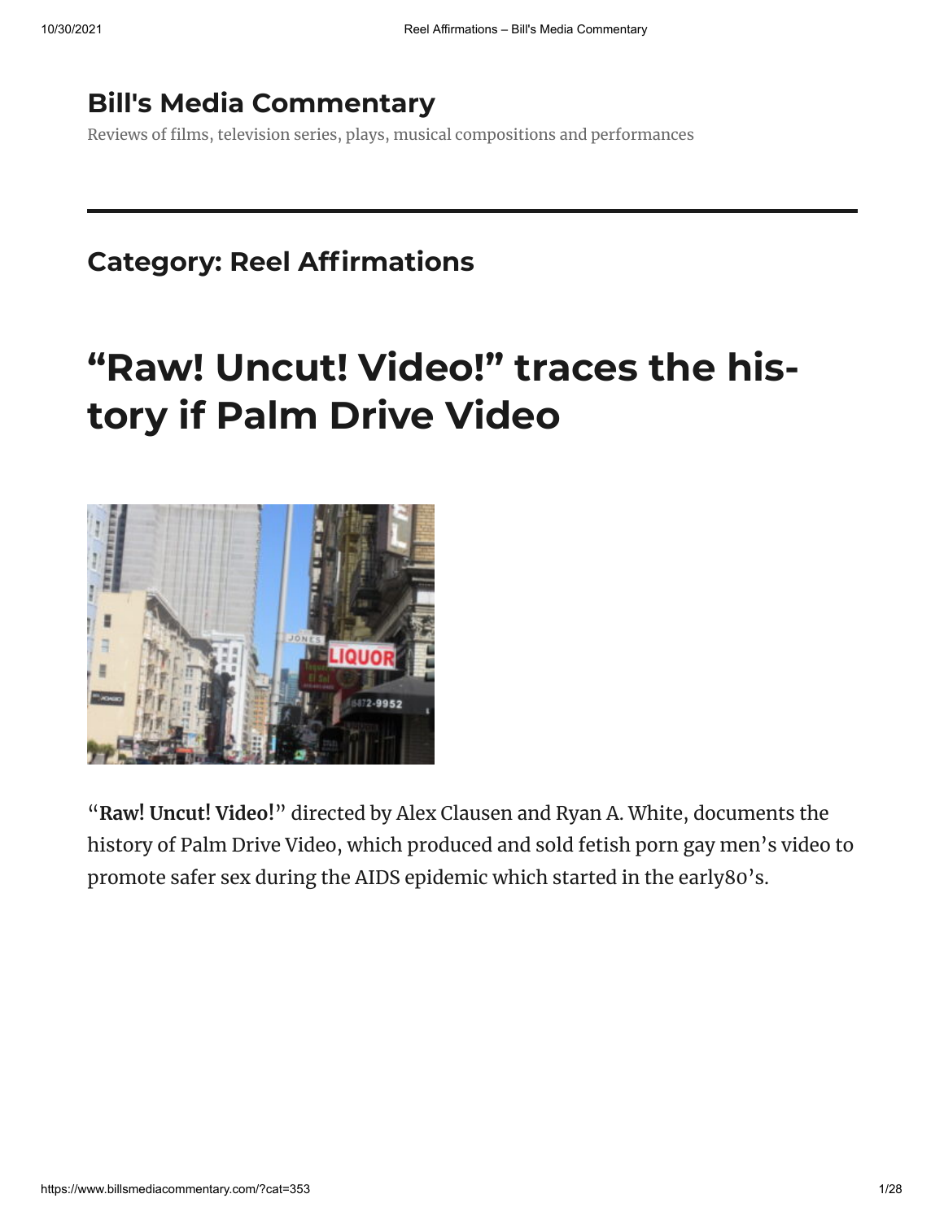# Bill's Media Commentary

Reviews of films, television series, plays, musical compositions and performances

## Category: Reel Affirmations

# "Raw! Uncut! Video!" traces the history if Palm Drive Video

"**Raw! Uncut! Video!**" directed by Alex Clausen and Ryan A. White, documents the history of Palm Drive Video, which produced and sold fetish porn gay men's video to promote safer sex during the AIDS epidemic which started in the early80's.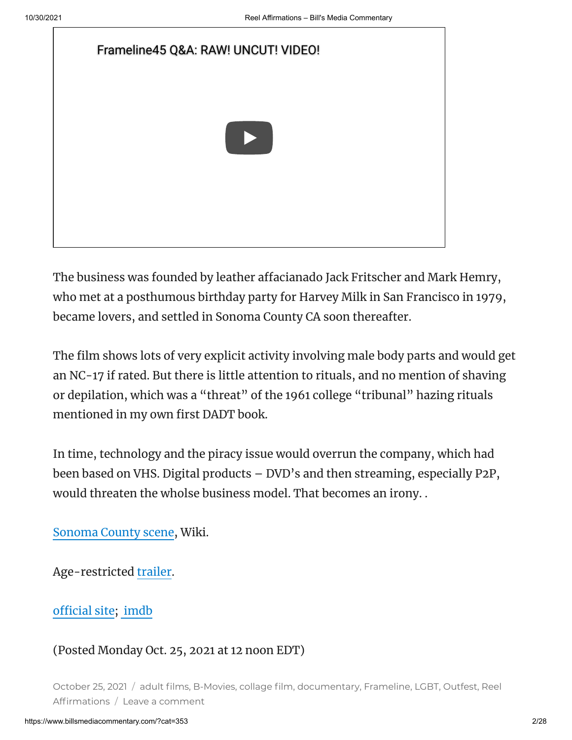Frameline45 Q&A: RAW! UNCUT! VIDEO!

The business was founded by leather affacianado Jack Fritscher and Mark Hemry, who met at a posthumous birthday party for Harvey Milk in San Francisco in 1979, became lovers, and settled in Sonoma County CA soon thereafter.

The film shows lots of very explicit activity involving male body parts and would get an NC-17 if rated. But there is little attention to rituals, and no mention of shaving or depilation, which was a "threat" of the 1961 college "tribunal" hazing rituals mentioned in my own first DADT book.

In time, technology and the piracy issue would overrun the company, which had been based on VHS. Digital products – DVD's and then streaming, especially P2P, would threaten the wholse business model. That becomes an irony. .

Sonoma County scene, Wiki.

Age-restricted trailer.

official site; imdb

(Posted Monday Oct. 25, 2021 at 12 noon EDT)

October 25, 2021 / adult films, B-Movies, collage film, documentary, Frameline, LGBT, Outfest, Reel Affirmations / Leave a comment